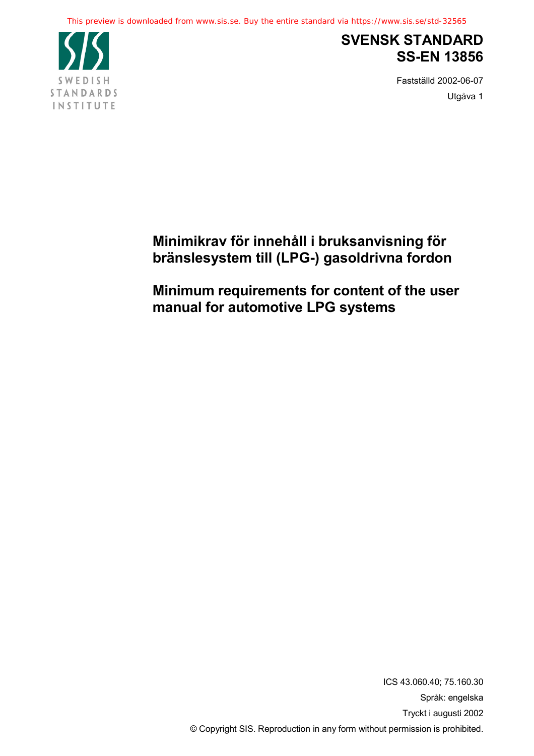This preview is downloaded from www.sis.se. Buy the entire standard via https://www.sis.se/std-32565

SWEDISH STANDARDS INSTITUTE

# SVENSK STANDARD
# SS-EN 13856

Fastställd 2002-06-07

Utgåva 1

## Minimikrav för innehåll i bruksanvisning för bränslesystem till (LPG-) gasoldrivna fordon

## Minimum requirements for content of the user manual for automotive LPG systems

ICS 43.060.40; 75.160.30

Språk: engelska

Tryckt i augusti 2002

© Copyright SIS. Reproduction in any form without permission is prohibited.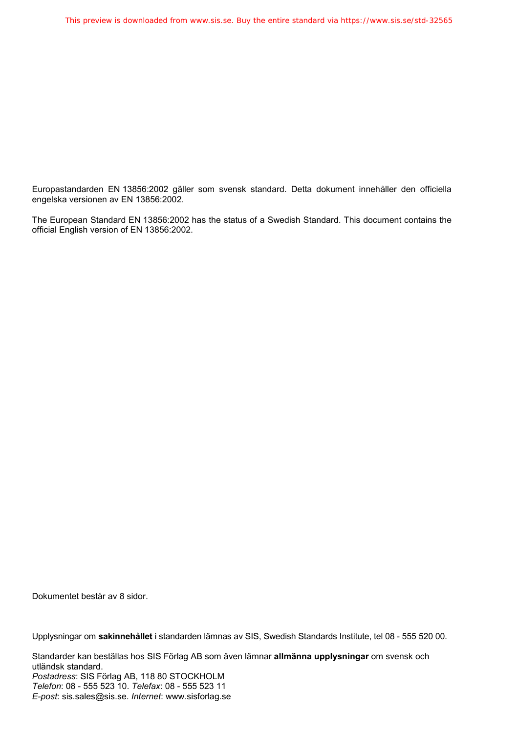Europastandarden EN 13856:2002 gäller som svensk standard. Detta dokument innehåller den officiella engelska versionen av EN 13856:2002.

The European Standard EN 13856:2002 has the status of a Swedish Standard. This document contains the official English version of EN 13856:2002.

Dokumentet består av 8 sidor.

Upplysningar om **sakinnehållet** i standarden lämnas av SIS, Swedish Standards Institute, tel 08 - 555 520 00.

Standarder kan beställas hos SIS Förlag AB som även lämnar **allmänna upplysningar** om svensk och utländsk standard.
*Postadress*: SIS Förlag AB, 118 80 STOCKHOLM
*Telefon*: 08 - 555 523 10. *Telefax*: 08 - 555 523 11
*E-post*: sis.sales@sis.se. *Internet*: www.sisforlag.se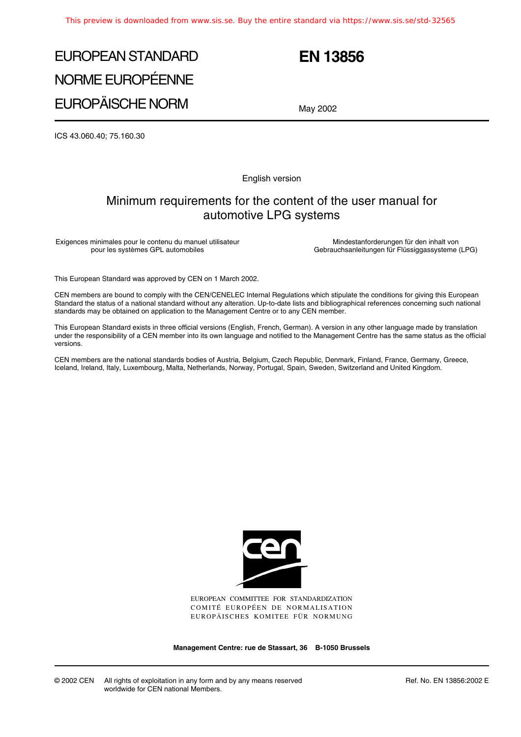This preview is downloaded from www.sis.se. Buy the entire standard via https://www.sis.se/std-32565

# EUROPEAN STANDARD
# NORME EUROPÉENNE
# EUROPÄISCHE NORM

**EN 13856**

May 2002

ICS 43.060.40; 75.160.30

English version

## Minimum requirements for the content of the user manual for automotive LPG systems

Exigences minimales pour le contenu du manuel utilisateur pour les systèmes GPL automobiles

Mindestanforderungen für den inhalt von Gebrauchsanleitungen für Flüssiggassysteme (LPG)

This European Standard was approved by CEN on 1 March 2002.

CEN members are bound to comply with the CEN/CENELEC Internal Regulations which stipulate the conditions for giving this European Standard the status of a national standard without any alteration. Up-to-date lists and bibliographical references concerning such national standards may be obtained on application to the Management Centre or to any CEN member.

This European Standard exists in three official versions (English, French, German). A version in any other language made by translation under the responsibility of a CEN member into its own language and notified to the Management Centre has the same status as the official versions.

CEN members are the national standards bodies of Austria, Belgium, Czech Republic, Denmark, Finland, France, Germany, Greece, Iceland, Ireland, Italy, Luxembourg, Malta, Netherlands, Norway, Portugal, Spain, Sweden, Switzerland and United Kingdom.

EUROPEAN COMMITTEE FOR STANDARDIZATION
COMITÉ EUROPÉEN DE NORMALISATION
EUROPÄISCHES KOMITEE FÜR NORMUNG

**Management Centre: rue de Stassart, 36 B-1050 Brussels**

© 2002 CEN All rights of exploitation in any form and by any means reserved worldwide for CEN national Members.

Ref. No. EN 13856:2002 E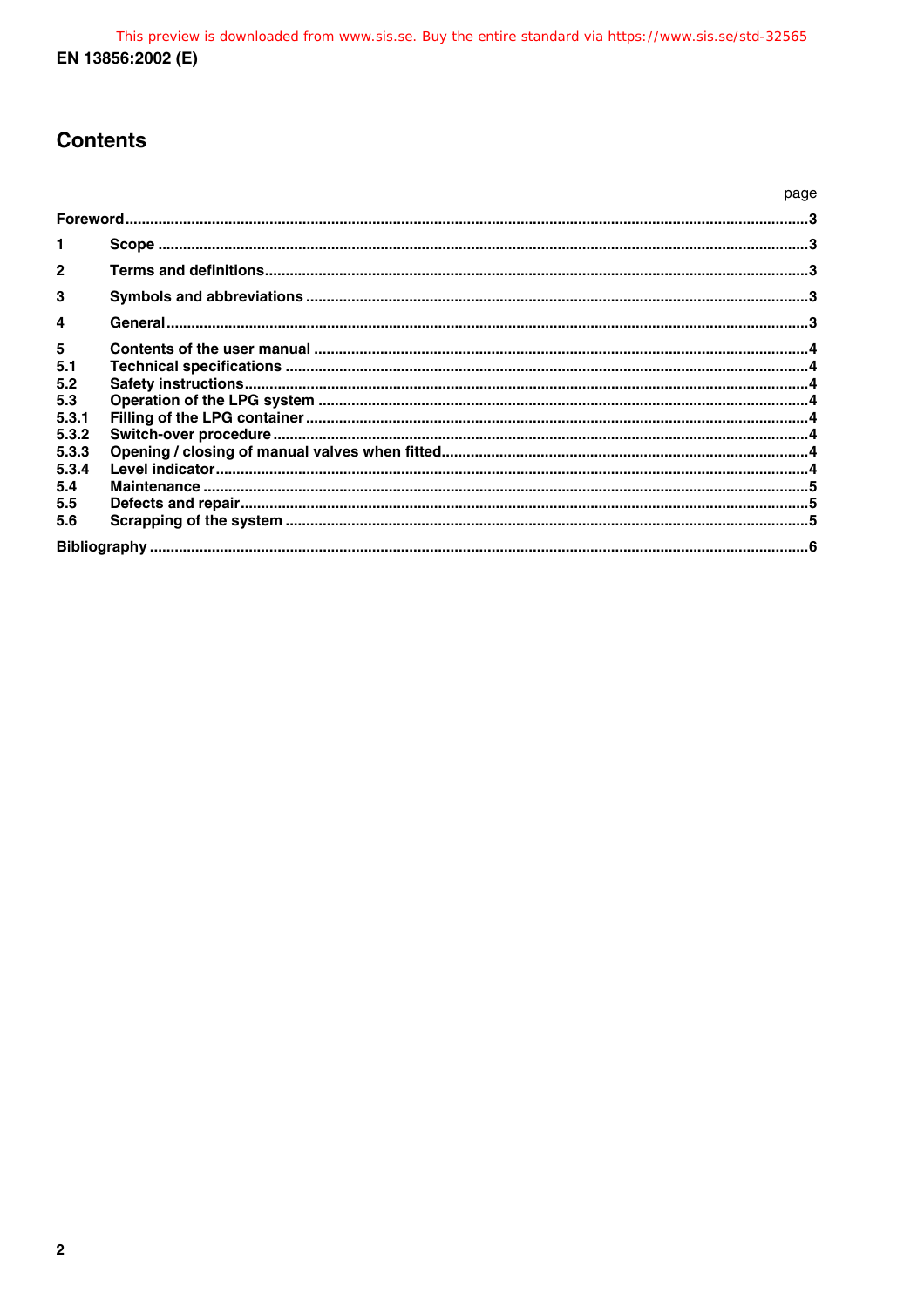# Contents

| | | page |
|---|---|---|
| **Foreword** | | **3** |
| **1** | **Scope** | **3** |
| **2** | **Terms and definitions** | **3** |
| **3** | **Symbols and abbreviations** | **3** |
| **4** | **General** | **3** |
| **5** | **Contents of the user manual** | **4** |
| **5.1** | **Technical specifications** | **4** |
| **5.2** | **Safety instructions** | **4** |
| **5.3** | **Operation of the LPG system** | **4** |
| **5.3.1** | **Filling of the LPG container** | **4** |
| **5.3.2** | **Switch-over procedure** | **4** |
| **5.3.3** | **Opening / closing of manual valves when fitted** | **4** |
| **5.3.4** | **Level indicator** | **4** |
| **5.4** | **Maintenance** | **5** |
| **5.5** | **Defects and repair** | **5** |
| **5.6** | **Scrapping of the system** | **5** |
| **Bibliography** | | **6** |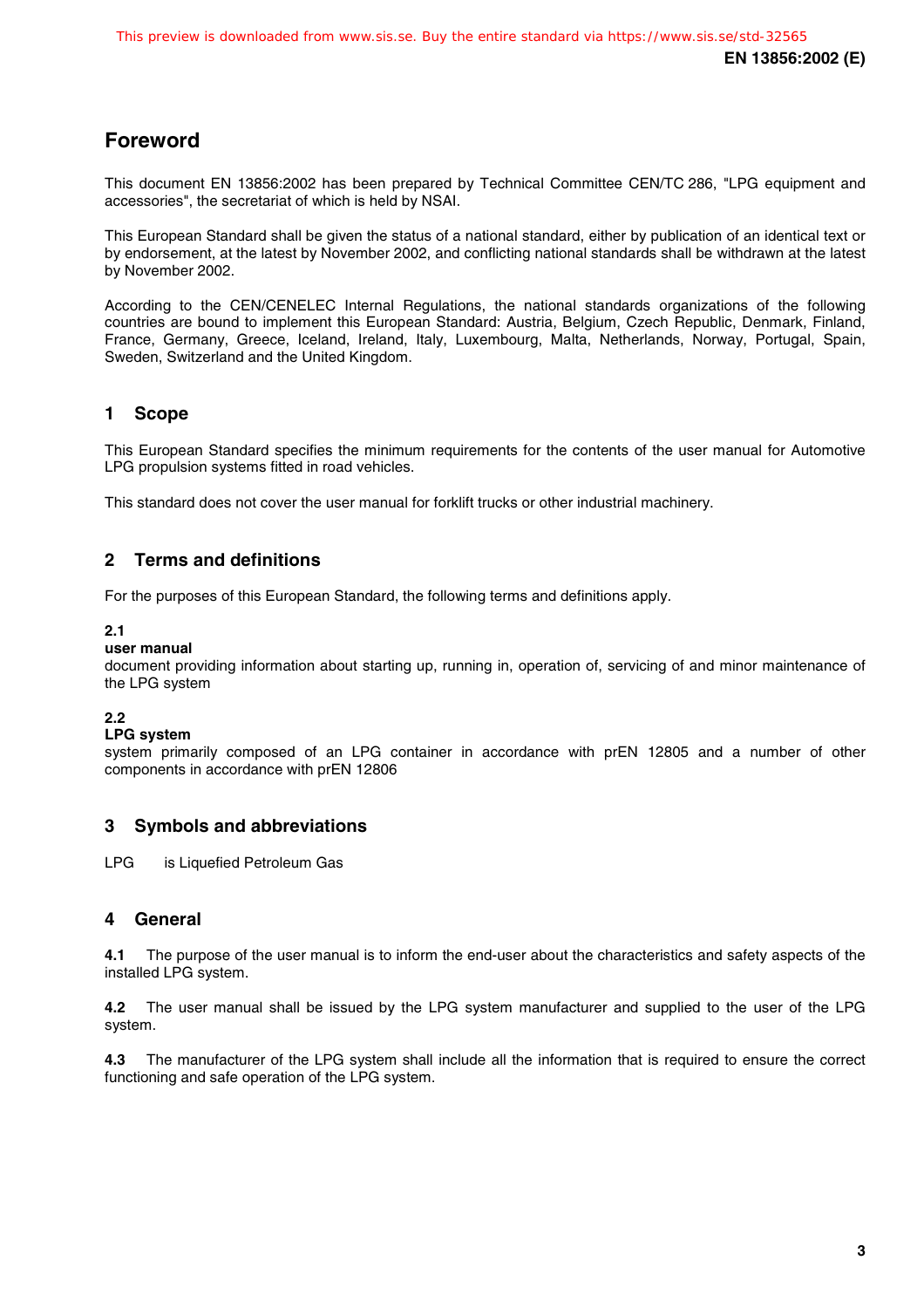## Foreword

This document EN 13856:2002 has been prepared by Technical Committee CEN/TC 286, "LPG equipment and accessories", the secretariat of which is held by NSAI.

This European Standard shall be given the status of a national standard, either by publication of an identical text or by endorsement, at the latest by November 2002, and conflicting national standards shall be withdrawn at the latest by November 2002.

According to the CEN/CENELEC Internal Regulations, the national standards organizations of the following countries are bound to implement this European Standard: Austria, Belgium, Czech Republic, Denmark, Finland, France, Germany, Greece, Iceland, Ireland, Italy, Luxembourg, Malta, Netherlands, Norway, Portugal, Spain, Sweden, Switzerland and the United Kingdom.

## 1 Scope

This European Standard specifies the minimum requirements for the contents of the user manual for Automotive LPG propulsion systems fitted in road vehicles.

This standard does not cover the user manual for forklift trucks or other industrial machinery.

## 2 Terms and definitions

For the purposes of this European Standard, the following terms and definitions apply.

**2.1**
**user manual**
document providing information about starting up, running in, operation of, servicing of and minor maintenance of the LPG system

**2.2**
**LPG system**
system primarily composed of an LPG container in accordance with prEN 12805 and a number of other components in accordance with prEN 12806

## 3 Symbols and abbreviations

LPG is Liquefied Petroleum Gas

## 4 General

**4.1** The purpose of the user manual is to inform the end-user about the characteristics and safety aspects of the installed LPG system.

**4.2** The user manual shall be issued by the LPG system manufacturer and supplied to the user of the LPG system.

**4.3** The manufacturer of the LPG system shall include all the information that is required to ensure the correct functioning and safe operation of the LPG system.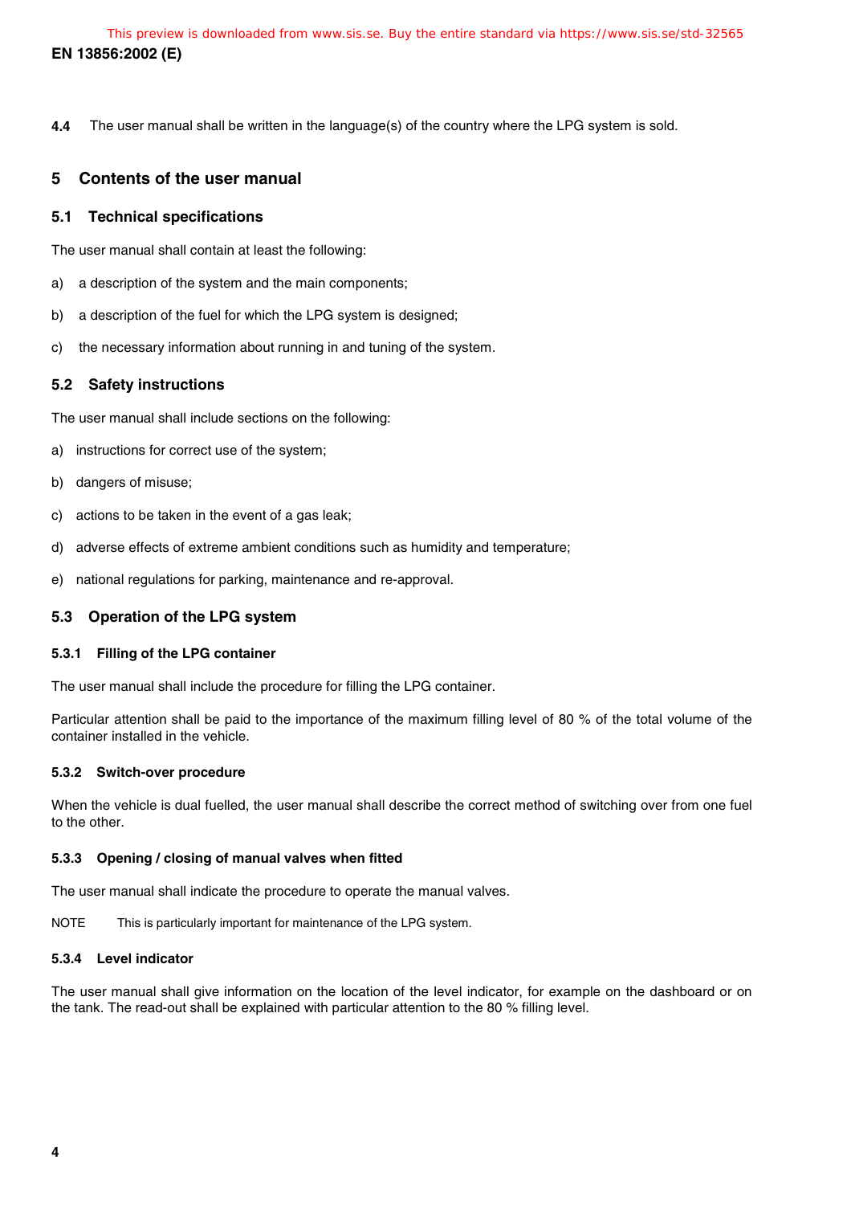4.4 The user manual shall be written in the language(s) of the country where the LPG system is sold.

# 5 Contents of the user manual

## 5.1 Technical specifications

The user manual shall contain at least the following:

a) a description of the system and the main components;

b) a description of the fuel for which the LPG system is designed;

c) the necessary information about running in and tuning of the system.

## 5.2 Safety instructions

The user manual shall include sections on the following:

a) instructions for correct use of the system;

b) dangers of misuse;

c) actions to be taken in the event of a gas leak;

d) adverse effects of extreme ambient conditions such as humidity and temperature;

e) national regulations for parking, maintenance and re-approval.

## 5.3 Operation of the LPG system

### 5.3.1 Filling of the LPG container

The user manual shall include the procedure for filling the LPG container.

Particular attention shall be paid to the importance of the maximum filling level of 80 % of the total volume of the container installed in the vehicle.

### 5.3.2 Switch-over procedure

When the vehicle is dual fuelled, the user manual shall describe the correct method of switching over from one fuel to the other.

### 5.3.3 Opening / closing of manual valves when fitted

The user manual shall indicate the procedure to operate the manual valves.

NOTE This is particularly important for maintenance of the LPG system.

### 5.3.4 Level indicator

The user manual shall give information on the location of the level indicator, for example on the dashboard or on the tank. The read-out shall be explained with particular attention to the 80 % filling level.